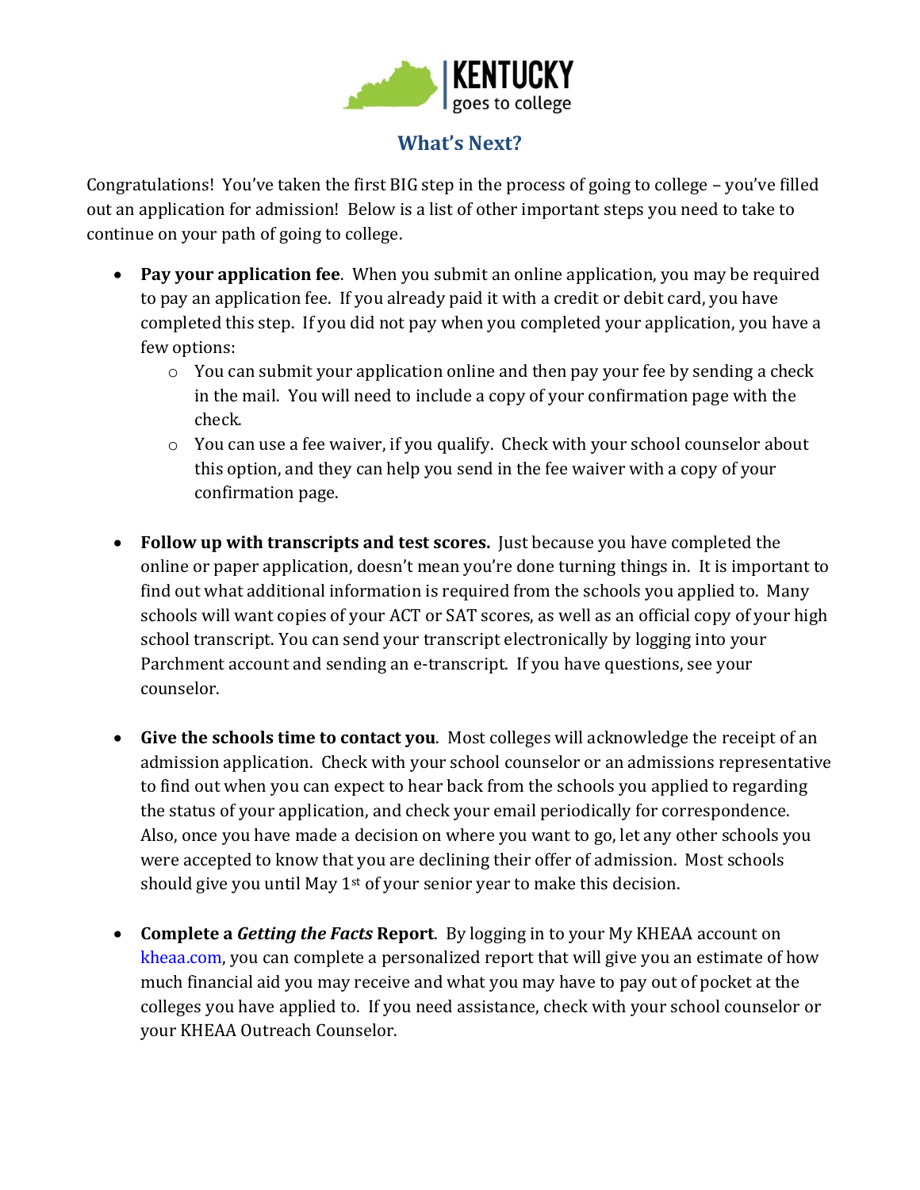KENTUCKY goes to college

# What's Next?

Congratulations! You've taken the first BIG step in the process of going to college – you've filled out an application for admission! Below is a list of other important steps you need to take to continue on your path of going to college.

- **Pay your application fee**. When you submit an online application, you may be required to pay an application fee. If you already paid it with a credit or debit card, you have completed this step. If you did not pay when you completed your application, you have a few options:
  - You can submit your application online and then pay your fee by sending a check in the mail. You will need to include a copy of your confirmation page with the check.
  - You can use a fee waiver, if you qualify. Check with your school counselor about this option, and they can help you send in the fee waiver with a copy of your confirmation page.

- **Follow up with transcripts and test scores.** Just because you have completed the online or paper application, doesn't mean you're done turning things in. It is important to find out what additional information is required from the schools you applied to. Many schools will want copies of your ACT or SAT scores, as well as an official copy of your high school transcript. You can send your transcript electronically by logging into your Parchment account and sending an e-transcript. If you have questions, see your counselor.

- **Give the schools time to contact you**. Most colleges will acknowledge the receipt of an admission application. Check with your school counselor or an admissions representative to find out when you can expect to hear back from the schools you applied to regarding the status of your application, and check your email periodically for correspondence. Also, once you have made a decision on where you want to go, let any other schools you were accepted to know that you are declining their offer of admission. Most schools should give you until May 1st of your senior year to make this decision.

- **Complete a *Getting the Facts* Report**. By logging in to your My KHEAA account on kheaa.com, you can complete a personalized report that will give you an estimate of how much financial aid you may receive and what you may have to pay out of pocket at the colleges you have applied to. If you need assistance, check with your school counselor or your KHEAA Outreach Counselor.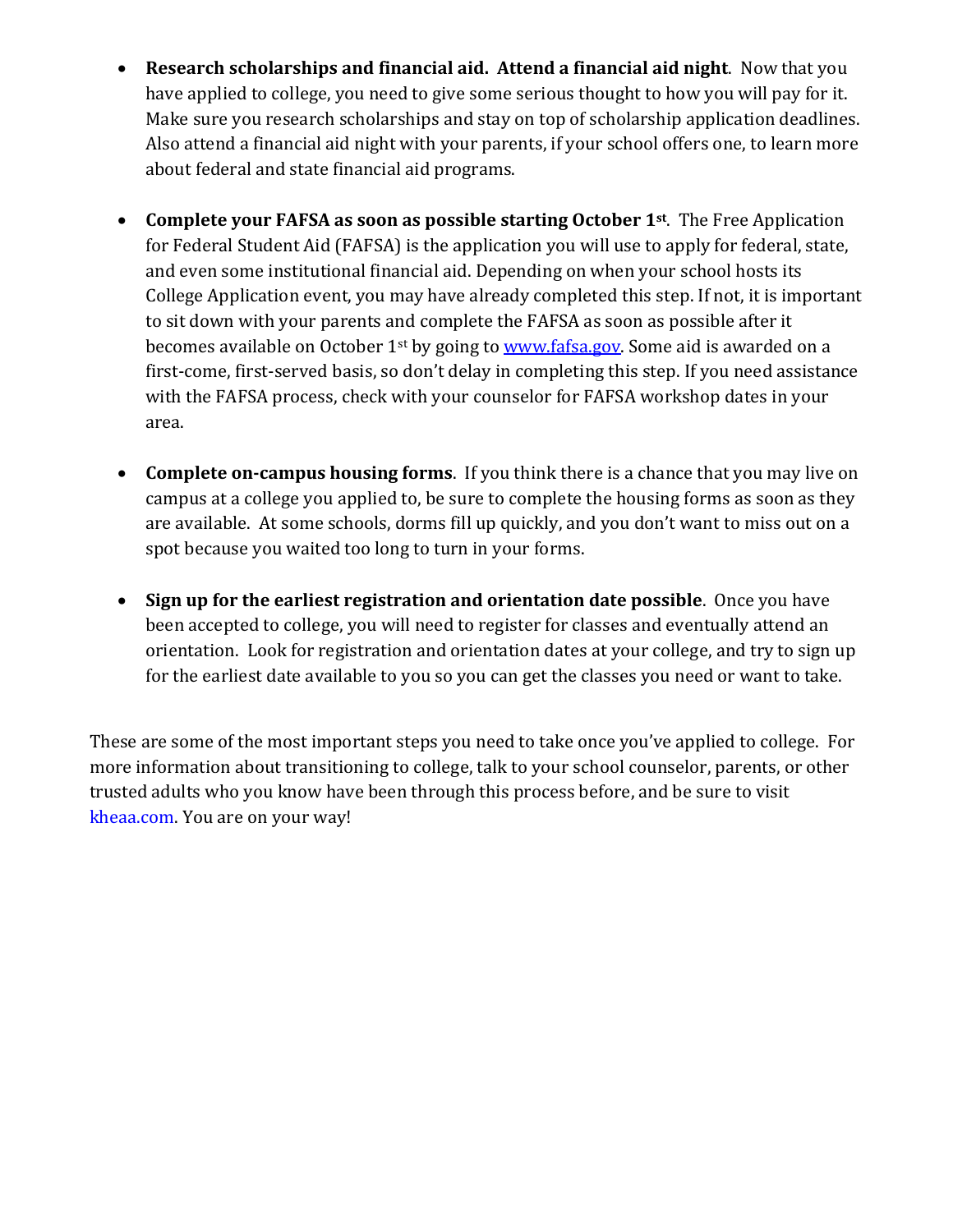- **Research scholarships and financial aid. Attend a financial aid night**. Now that you have applied to college, you need to give some serious thought to how you will pay for it. Make sure you research scholarships and stay on top of scholarship application deadlines. Also attend a financial aid night with your parents, if your school offers one, to learn more about federal and state financial aid programs.

- **Complete your FAFSA as soon as possible starting October 1st**. The Free Application for Federal Student Aid (FAFSA) is the application you will use to apply for federal, state, and even some institutional financial aid. Depending on when your school hosts its College Application event, you may have already completed this step. If not, it is important to sit down with your parents and complete the FAFSA as soon as possible after it becomes available on October 1st by going to [www.fafsa.gov](http://www.fafsa.gov). Some aid is awarded on a first-come, first-served basis, so don't delay in completing this step. If you need assistance with the FAFSA process, check with your counselor for FAFSA workshop dates in your area.

- **Complete on-campus housing forms**. If you think there is a chance that you may live on campus at a college you applied to, be sure to complete the housing forms as soon as they are available. At some schools, dorms fill up quickly, and you don't want to miss out on a spot because you waited too long to turn in your forms.

- **Sign up for the earliest registration and orientation date possible**. Once you have been accepted to college, you will need to register for classes and eventually attend an orientation. Look for registration and orientation dates at your college, and try to sign up for the earliest date available to you so you can get the classes you need or want to take.

These are some of the most important steps you need to take once you've applied to college. For more information about transitioning to college, talk to your school counselor, parents, or other trusted adults who you know have been through this process before, and be sure to visit kheaa.com. You are on your way!